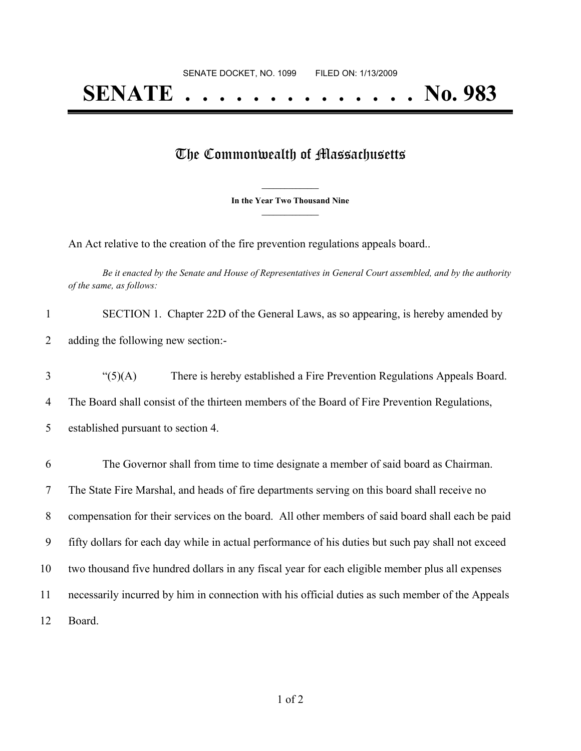SENATE DOCKET, NO. 1099        FILED ON: 1/13/2009

# SENATE . . . . . . . . . . . . . . No. 983

## The Commonwealth of Massachusetts

**In the Year Two Thousand Nine**

An Act relative to the creation of the fire prevention regulations appeals board..

*Be it enacted by the Senate and House of Representatives in General Court assembled, and by the authority of the same, as follows:*

1 SECTION 1. Chapter 22D of the General Laws, as so appearing, is hereby amended by
2 adding the following new section:-

3 "(5)(A) There is hereby established a Fire Prevention Regulations Appeals Board.
4 The Board shall consist of the thirteen members of the Board of Fire Prevention Regulations,
5 established pursuant to section 4.

6 The Governor shall from time to time designate a member of said board as Chairman.
7 The State Fire Marshal, and heads of fire departments serving on this board shall receive no
8 compensation for their services on the board. All other members of said board shall each be paid
9 fifty dollars for each day while in actual performance of his duties but such pay shall not exceed
10 two thousand five hundred dollars in any fiscal year for each eligible member plus all expenses
11 necessarily incurred by him in connection with his official duties as such member of the Appeals
12 Board.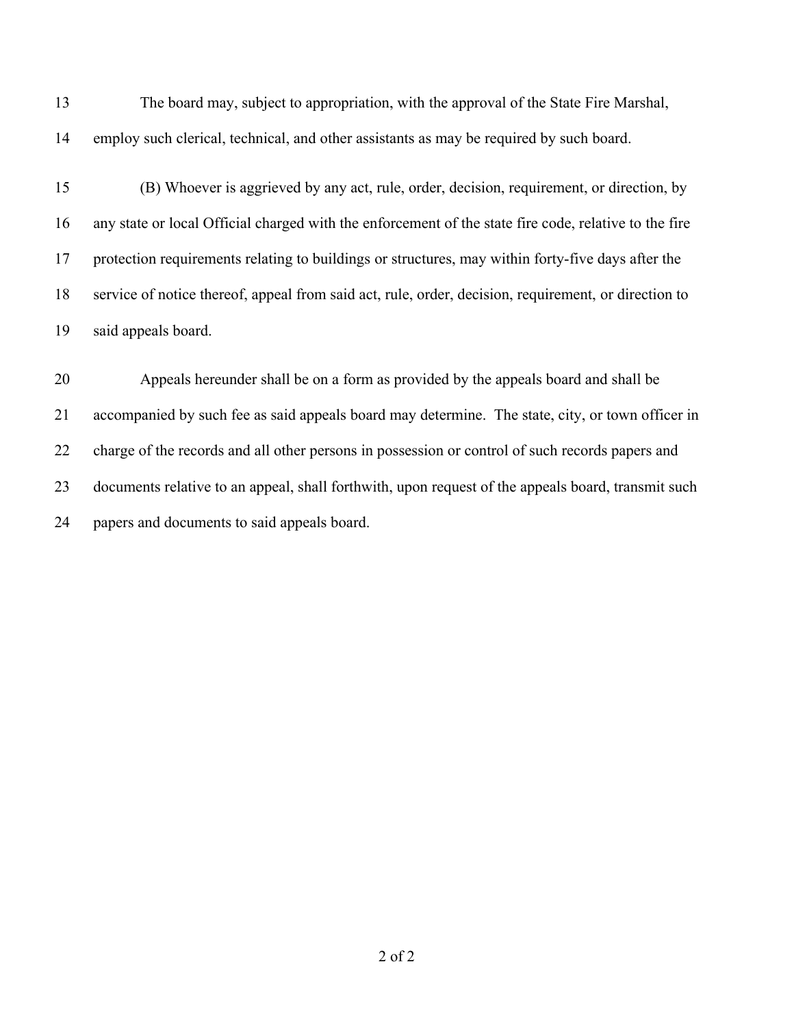The board may, subject to appropriation, with the approval of the State Fire Marshal, employ such clerical, technical, and other assistants as may be required by such board.

(B) Whoever is aggrieved by any act, rule, order, decision, requirement, or direction, by any state or local Official charged with the enforcement of the state fire code, relative to the fire protection requirements relating to buildings or structures, may within forty-five days after the service of notice thereof, appeal from said act, rule, order, decision, requirement, or direction to said appeals board.

Appeals hereunder shall be on a form as provided by the appeals board and shall be accompanied by such fee as said appeals board may determine. The state, city, or town officer in charge of the records and all other persons in possession or control of such records papers and documents relative to an appeal, shall forthwith, upon request of the appeals board, transmit such papers and documents to said appeals board.